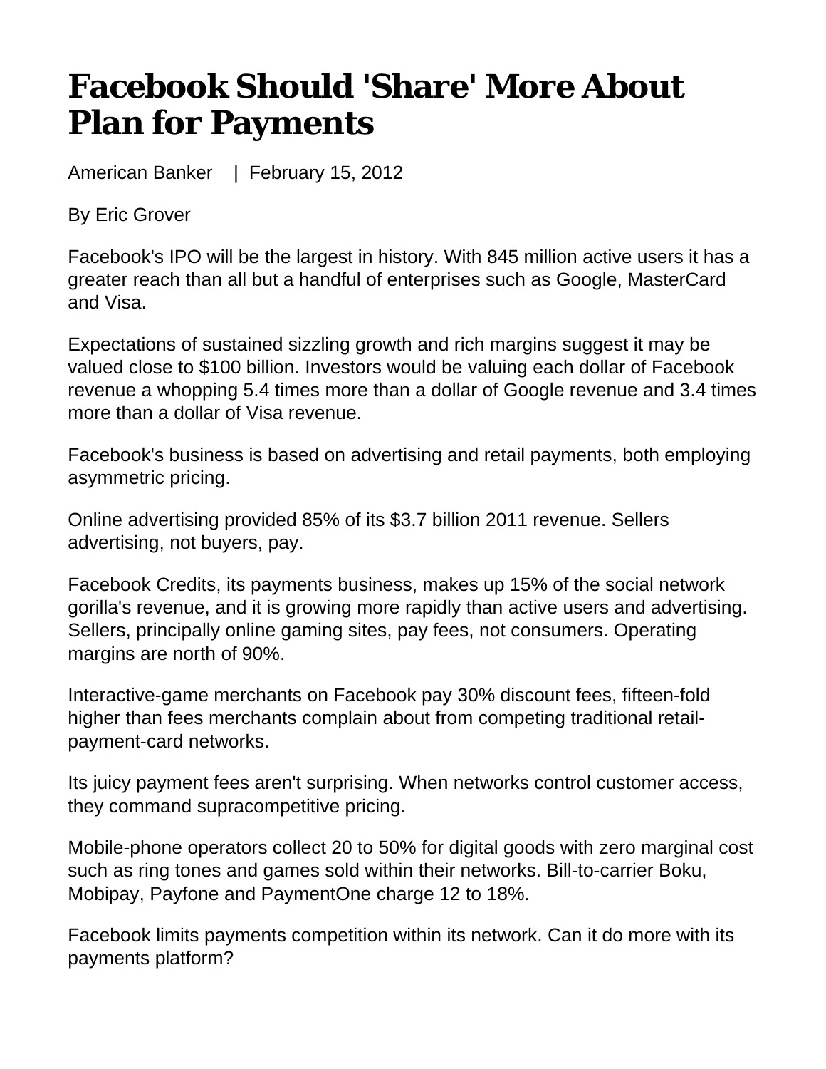# Facebook Should 'Share' More About Plan for Payments

American Banker | February 15, 2012

By Eric Grover

Facebook's IPO will be the largest in history. With 845 million active users it has a greater reach than all but a handful of enterprises such as Google, MasterCard and Visa.

Expectations of sustained sizzling growth and rich margins suggest it may be valued close to $100 billion. Investors would be valuing each dollar of Facebook revenue a whopping 5.4 times more than a dollar of Google revenue and 3.4 times more than a dollar of Visa revenue.

Facebook's business is based on advertising and retail payments, both employing asymmetric pricing.

Online advertising provided 85% of its $3.7 billion 2011 revenue. Sellers advertising, not buyers, pay.

Facebook Credits, its payments business, makes up 15% of the social network gorilla's revenue, and it is growing more rapidly than active users and advertising. Sellers, principally online gaming sites, pay fees, not consumers. Operating margins are north of 90%.

Interactive-game merchants on Facebook pay 30% discount fees, fifteen-fold higher than fees merchants complain about from competing traditional retail-payment-card networks.

Its juicy payment fees aren't surprising. When networks control customer access, they command supracompetitive pricing.

Mobile-phone operators collect 20 to 50% for digital goods with zero marginal cost such as ring tones and games sold within their networks. Bill-to-carrier Boku, Mobipay, Payfone and PaymentOne charge 12 to 18%.

Facebook limits payments competition within its network. Can it do more with its payments platform?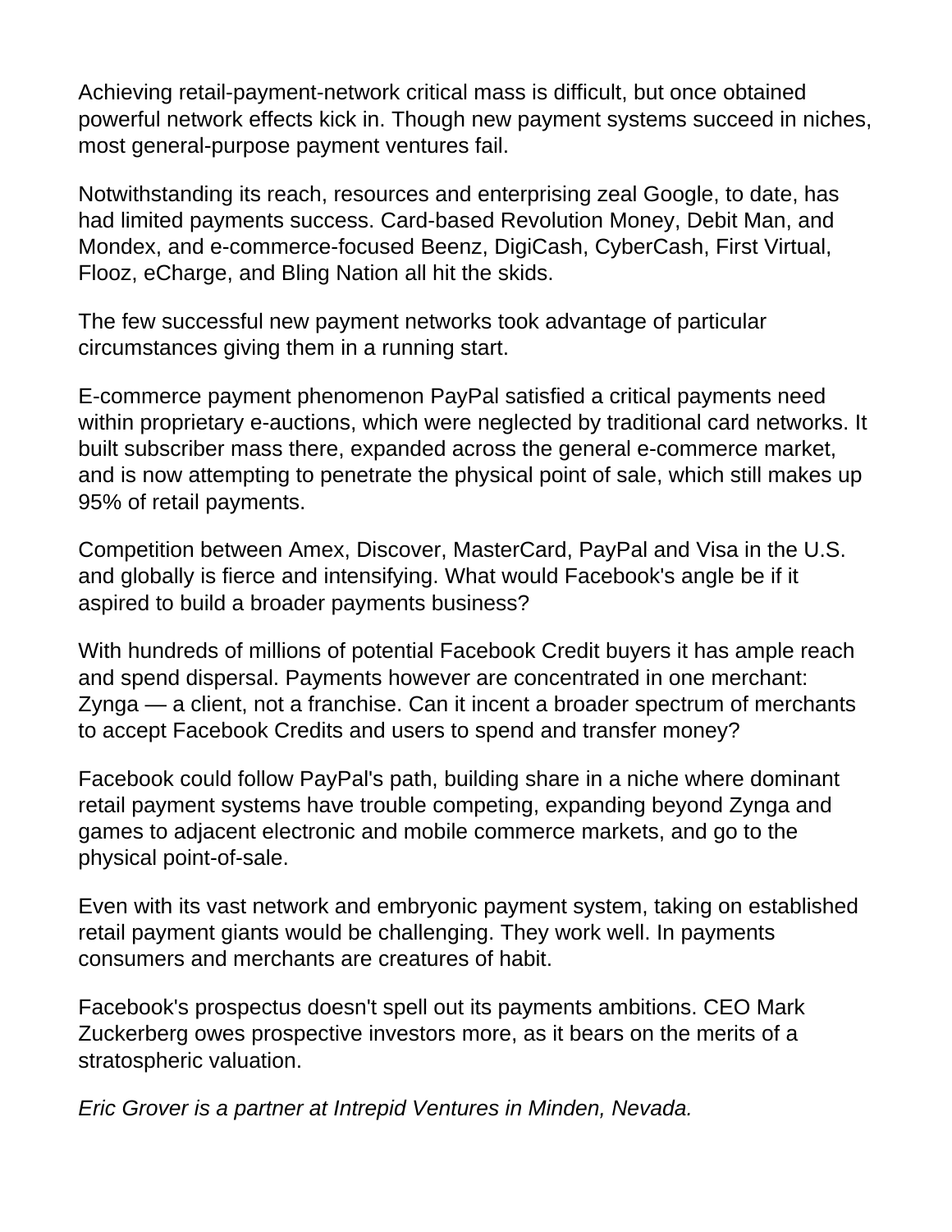Achieving retail-payment-network critical mass is difficult, but once obtained powerful network effects kick in. Though new payment systems succeed in niches, most general-purpose payment ventures fail.

Notwithstanding its reach, resources and enterprising zeal Google, to date, has had limited payments success. Card-based Revolution Money, Debit Man, and Mondex, and e-commerce-focused Beenz, DigiCash, CyberCash, First Virtual, Flooz, eCharge, and Bling Nation all hit the skids.

The few successful new payment networks took advantage of particular circumstances giving them in a running start.

E-commerce payment phenomenon PayPal satisfied a critical payments need within proprietary e-auctions, which were neglected by traditional card networks. It built subscriber mass there, expanded across the general e-commerce market, and is now attempting to penetrate the physical point of sale, which still makes up 95% of retail payments.

Competition between Amex, Discover, MasterCard, PayPal and Visa in the U.S. and globally is fierce and intensifying. What would Facebook's angle be if it aspired to build a broader payments business?

With hundreds of millions of potential Facebook Credit buyers it has ample reach and spend dispersal. Payments however are concentrated in one merchant: Zynga — a client, not a franchise. Can it incent a broader spectrum of merchants to accept Facebook Credits and users to spend and transfer money?

Facebook could follow PayPal's path, building share in a niche where dominant retail payment systems have trouble competing, expanding beyond Zynga and games to adjacent electronic and mobile commerce markets, and go to the physical point-of-sale.

Even with its vast network and embryonic payment system, taking on established retail payment giants would be challenging. They work well. In payments consumers and merchants are creatures of habit.

Facebook's prospectus doesn't spell out its payments ambitions. CEO Mark Zuckerberg owes prospective investors more, as it bears on the merits of a stratospheric valuation.

*Eric Grover is a partner at Intrepid Ventures in Minden, Nevada.*